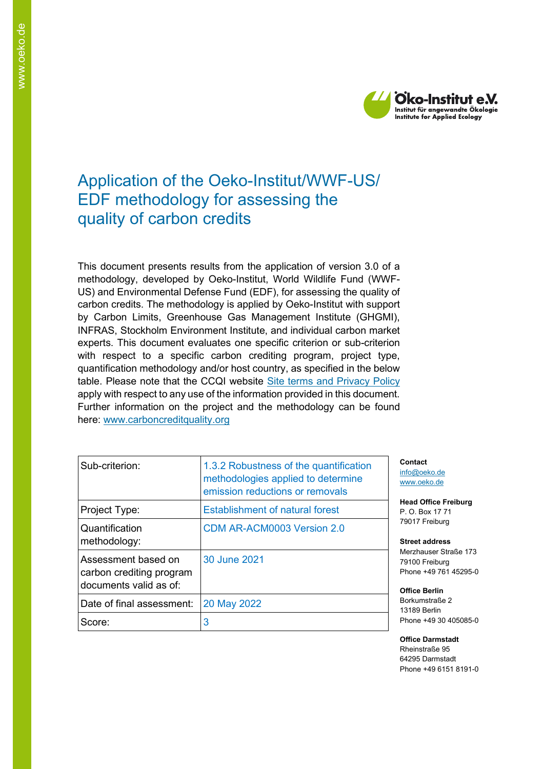# Application of the Oeko-Institut/WWF-US/ EDF methodology for assessing the quality of carbon credits

This document presents results from the application of version 3.0 of a methodology, developed by Oeko-Institut, World Wildlife Fund (WWF-US) and Environmental Defense Fund (EDF), for assessing the quality of carbon credits. The methodology is applied by Oeko-Institut with support by Carbon Limits, Greenhouse Gas Management Institute (GHGMI), INFRAS, Stockholm Environment Institute, and individual carbon market experts. This document evaluates one specific criterion or sub-criterion with respect to a specific carbon crediting program, project type, quantification methodology and/or host country, as specified in the below table. Please note that the CCQI website Site terms and Privacy Policy apply with respect to any use of the information provided in this document. Further information on the project and the methodology can be found here: www.carboncreditquality.org

| Sub-criterion: | 1.3.2 Robustness of the quantification methodologies applied to determine emission reductions or removals |
|---|---|
| Project Type: | Establishment of natural forest |
| Quantification methodology: | CDM AR-ACM0003 Version 2.0 |
| Assessment based on carbon crediting program documents valid as of: | 30 June 2021 |
| Date of final assessment: | 20 May 2022 |
| Score: | 3 |

**Contact**
info@oeko.de
www.oeko.de

**Head Office Freiburg**
P. O. Box 17 71
79017 Freiburg

**Street address**
Merzhauser Straße 173
79100 Freiburg
Phone +49 761 45295-0

**Office Berlin**
Borkumstraße 2
13189 Berlin
Phone +49 30 405085-0

**Office Darmstadt**
Rheinstraße 95
64295 Darmstadt
Phone +49 6151 8191-0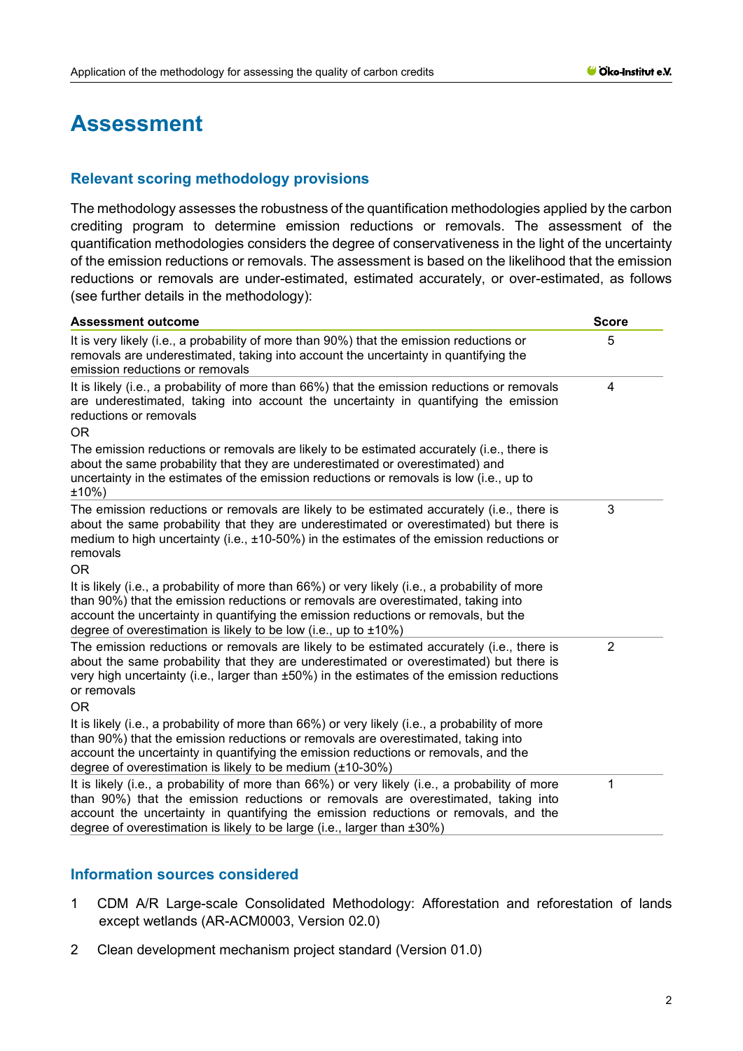# Assessment

## Relevant scoring methodology provisions

The methodology assesses the robustness of the quantification methodologies applied by the carbon crediting program to determine emission reductions or removals. The assessment of the quantification methodologies considers the degree of conservativeness in the light of the uncertainty of the emission reductions or removals. The assessment is based on the likelihood that the emission reductions or removals are under-estimated, estimated accurately, or over-estimated, as follows (see further details in the methodology):

| Assessment outcome | Score |
|---|---|
| It is very likely (i.e., a probability of more than 90%) that the emission reductions or removals are underestimated, taking into account the uncertainty in quantifying the emission reductions or removals | 5 |
| It is likely (i.e., a probability of more than 66%) that the emission reductions or removals are underestimated, taking into account the uncertainty in quantifying the emission reductions or removals<br>OR<br>The emission reductions or removals are likely to be estimated accurately (i.e., there is about the same probability that they are underestimated or overestimated) and uncertainty in the estimates of the emission reductions or removals is low (i.e., up to ±10%) | 4 |
| The emission reductions or removals are likely to be estimated accurately (i.e., there is about the same probability that they are underestimated or overestimated) but there is medium to high uncertainty (i.e., ±10-50%) in the estimates of the emission reductions or removals<br>OR<br>It is likely (i.e., a probability of more than 66%) or very likely (i.e., a probability of more than 90%) that the emission reductions or removals are overestimated, taking into account the uncertainty in quantifying the emission reductions or removals, but the degree of overestimation is likely to be low (i.e., up to ±10%) | 3 |
| The emission reductions or removals are likely to be estimated accurately (i.e., there is about the same probability that they are underestimated or overestimated) but there is very high uncertainty (i.e., larger than ±50%) in the estimates of the emission reductions or removals<br>OR<br>It is likely (i.e., a probability of more than 66%) or very likely (i.e., a probability of more than 90%) that the emission reductions or removals are overestimated, taking into account the uncertainty in quantifying the emission reductions or removals, and the degree of overestimation is likely to be medium (±10-30%) | 2 |
| It is likely (i.e., a probability of more than 66%) or very likely (i.e., a probability of more than 90%) that the emission reductions or removals are overestimated, taking into account the uncertainty in quantifying the emission reductions or removals, and the degree of overestimation is likely to be large (i.e., larger than ±30%) | 1 |

## Information sources considered

1. CDM A/R Large-scale Consolidated Methodology: Afforestation and reforestation of lands except wetlands (AR-ACM0003, Version 02.0)
2. Clean development mechanism project standard (Version 01.0)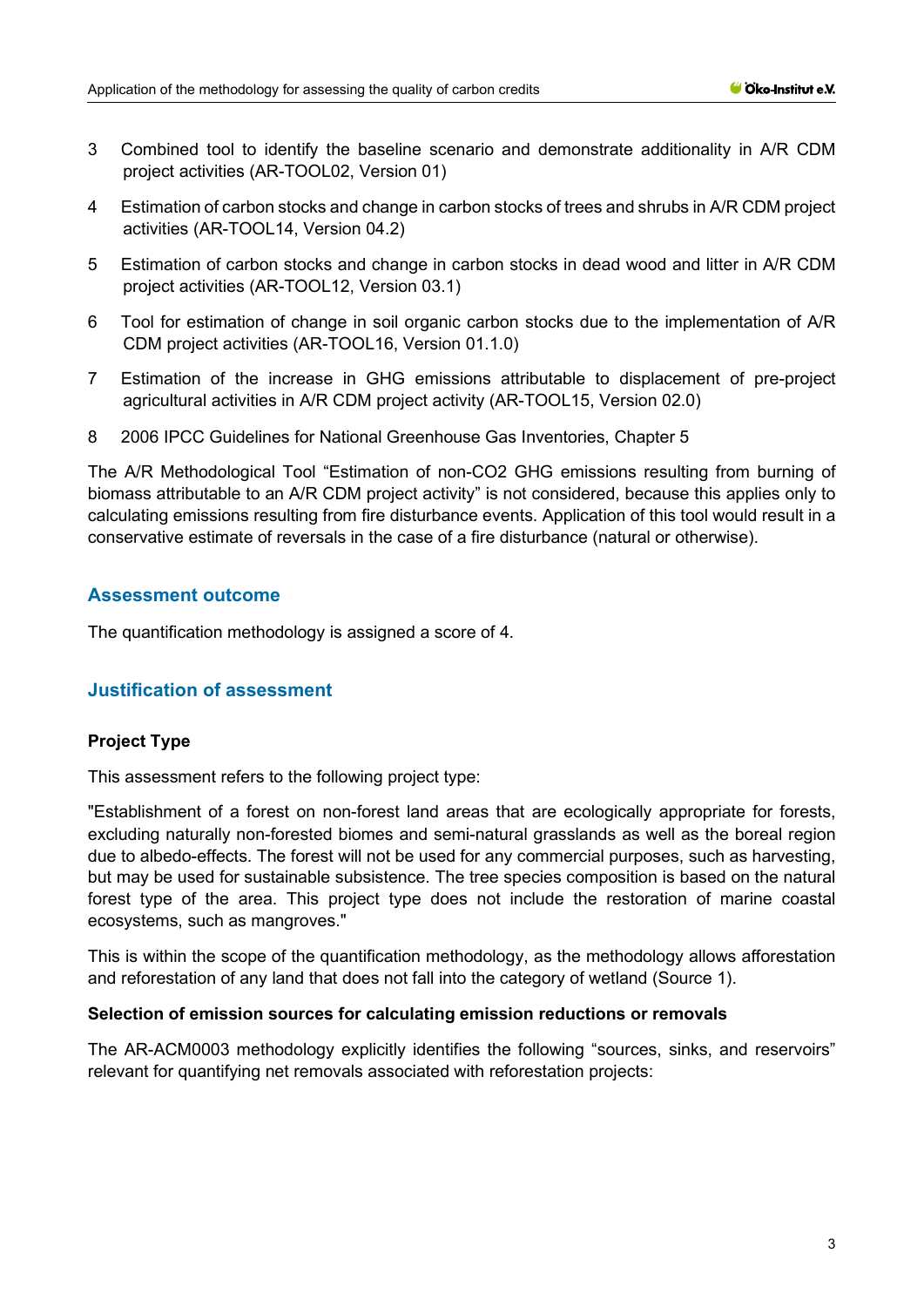3 Combined tool to identify the baseline scenario and demonstrate additionality in A/R CDM project activities (AR-TOOL02, Version 01)

4 Estimation of carbon stocks and change in carbon stocks of trees and shrubs in A/R CDM project activities (AR-TOOL14, Version 04.2)

5 Estimation of carbon stocks and change in carbon stocks in dead wood and litter in A/R CDM project activities (AR-TOOL12, Version 03.1)

6 Tool for estimation of change in soil organic carbon stocks due to the implementation of A/R CDM project activities (AR-TOOL16, Version 01.1.0)

7 Estimation of the increase in GHG emissions attributable to displacement of pre-project agricultural activities in A/R CDM project activity (AR-TOOL15, Version 02.0)

8 2006 IPCC Guidelines for National Greenhouse Gas Inventories, Chapter 5

The A/R Methodological Tool "Estimation of non-CO2 GHG emissions resulting from burning of biomass attributable to an A/R CDM project activity" is not considered, because this applies only to calculating emissions resulting from fire disturbance events. Application of this tool would result in a conservative estimate of reversals in the case of a fire disturbance (natural or otherwise).

## Assessment outcome

The quantification methodology is assigned a score of 4.

## Justification of assessment

### Project Type

This assessment refers to the following project type:

"Establishment of a forest on non-forest land areas that are ecologically appropriate for forests, excluding naturally non-forested biomes and semi-natural grasslands as well as the boreal region due to albedo-effects. The forest will not be used for any commercial purposes, such as harvesting, but may be used for sustainable subsistence. The tree species composition is based on the natural forest type of the area. This project type does not include the restoration of marine coastal ecosystems, such as mangroves."

This is within the scope of the quantification methodology, as the methodology allows afforestation and reforestation of any land that does not fall into the category of wetland (Source 1).

### Selection of emission sources for calculating emission reductions or removals

The AR-ACM0003 methodology explicitly identifies the following "sources, sinks, and reservoirs" relevant for quantifying net removals associated with reforestation projects: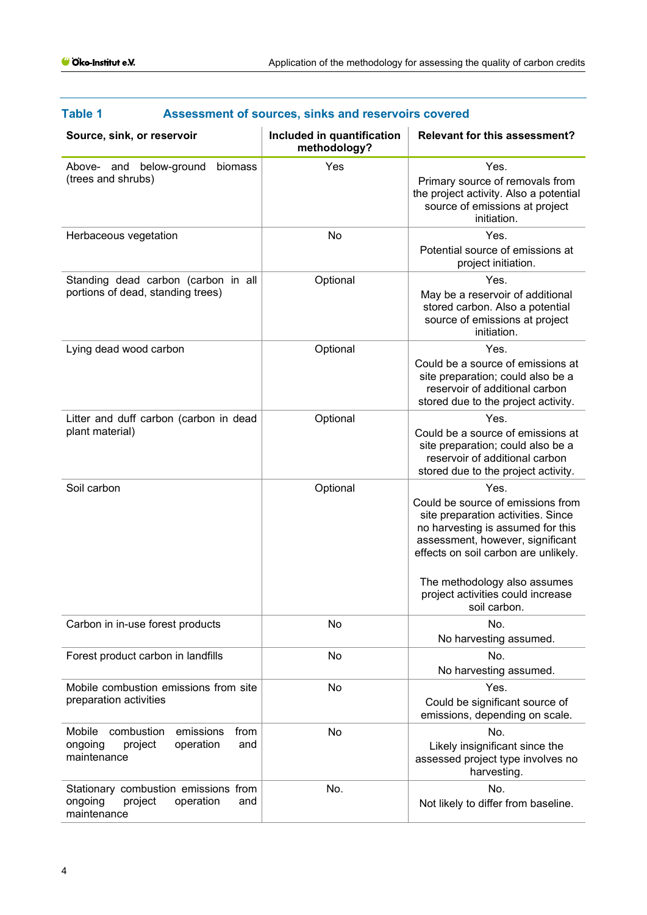**Table 1 Assessment of sources, sinks and reservoirs covered**

| Source, sink, or reservoir | Included in quantification methodology? | Relevant for this assessment? |
|---|---|---|
| Above- and below-ground biomass (trees and shrubs) | Yes | Yes. Primary source of removals from the project activity. Also a potential source of emissions at project initiation. |
| Herbaceous vegetation | No | Yes. Potential source of emissions at project initiation. |
| Standing dead carbon (carbon in all portions of dead, standing trees) | Optional | Yes. May be a reservoir of additional stored carbon. Also a potential source of emissions at project initiation. |
| Lying dead wood carbon | Optional | Yes. Could be a source of emissions at site preparation; could also be a reservoir of additional carbon stored due to the project activity. |
| Litter and duff carbon (carbon in dead plant material) | Optional | Yes. Could be a source of emissions at site preparation; could also be a reservoir of additional carbon stored due to the project activity. |
| Soil carbon | Optional | Yes. Could be source of emissions from site preparation activities. Since no harvesting is assumed for this assessment, however, significant effects on soil carbon are unlikely. The methodology also assumes project activities could increase soil carbon. |
| Carbon in in-use forest products | No | No. No harvesting assumed. |
| Forest product carbon in landfills | No | No. No harvesting assumed. |
| Mobile combustion emissions from site preparation activities | No | Yes. Could be significant source of emissions, depending on scale. |
| Mobile combustion emissions from ongoing project operation and maintenance | No | No. Likely insignificant since the assessed project type involves no harvesting. |
| Stationary combustion emissions from ongoing project operation and maintenance | No. | No. Not likely to differ from baseline. |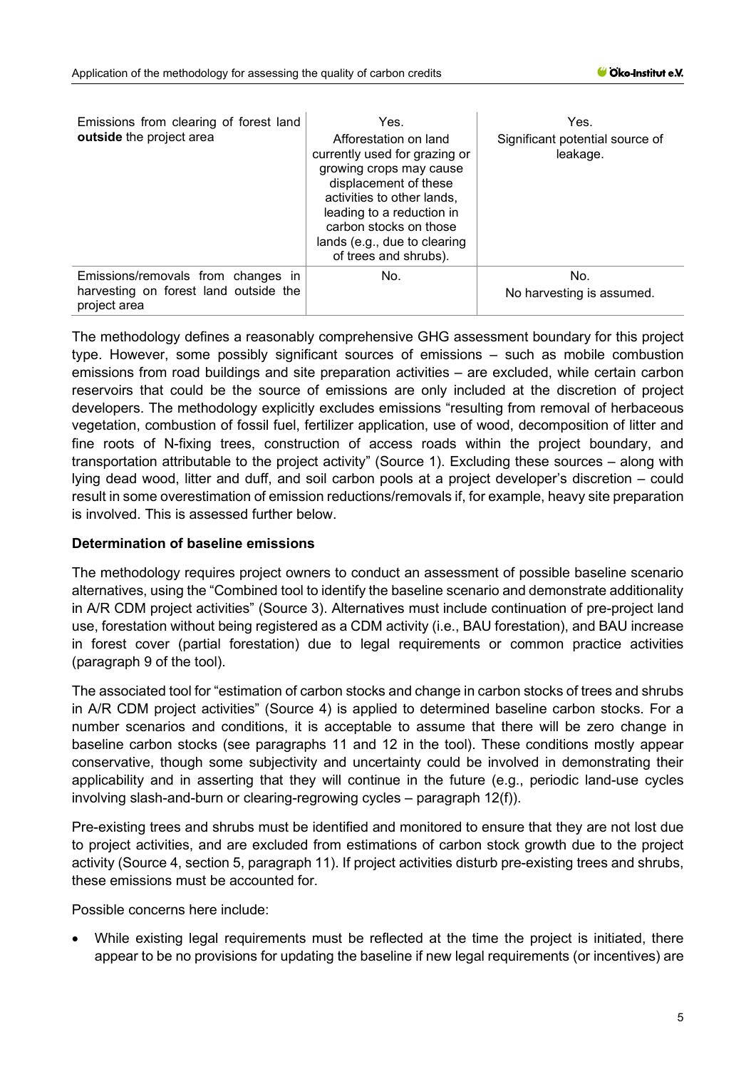| | | |
|---|---|---|
| Emissions from clearing of forest land **outside** the project area | Yes. Afforestation on land currently used for grazing or growing crops may cause displacement of these activities to other lands, leading to a reduction in carbon stocks on those lands (e.g., due to clearing of trees and shrubs). | Yes. Significant potential source of leakage. |
| Emissions/removals from changes in harvesting on forest land outside the project area | No. | No. No harvesting is assumed. |

The methodology defines a reasonably comprehensive GHG assessment boundary for this project type. However, some possibly significant sources of emissions – such as mobile combustion emissions from road buildings and site preparation activities – are excluded, while certain carbon reservoirs that could be the source of emissions are only included at the discretion of project developers. The methodology explicitly excludes emissions "resulting from removal of herbaceous vegetation, combustion of fossil fuel, fertilizer application, use of wood, decomposition of litter and fine roots of N-fixing trees, construction of access roads within the project boundary, and transportation attributable to the project activity" (Source 1). Excluding these sources – along with lying dead wood, litter and duff, and soil carbon pools at a project developer's discretion – could result in some overestimation of emission reductions/removals if, for example, heavy site preparation is involved. This is assessed further below.

**Determination of baseline emissions**

The methodology requires project owners to conduct an assessment of possible baseline scenario alternatives, using the "Combined tool to identify the baseline scenario and demonstrate additionality in A/R CDM project activities" (Source 3). Alternatives must include continuation of pre-project land use, forestation without being registered as a CDM activity (i.e., BAU forestation), and BAU increase in forest cover (partial forestation) due to legal requirements or common practice activities (paragraph 9 of the tool).

The associated tool for "estimation of carbon stocks and change in carbon stocks of trees and shrubs in A/R CDM project activities" (Source 4) is applied to determined baseline carbon stocks. For a number scenarios and conditions, it is acceptable to assume that there will be zero change in baseline carbon stocks (see paragraphs 11 and 12 in the tool). These conditions mostly appear conservative, though some subjectivity and uncertainty could be involved in demonstrating their applicability and in asserting that they will continue in the future (e.g., periodic land-use cycles involving slash-and-burn or clearing-regrowing cycles – paragraph 12(f)).

Pre-existing trees and shrubs must be identified and monitored to ensure that they are not lost due to project activities, and are excluded from estimations of carbon stock growth due to the project activity (Source 4, section 5, paragraph 11). If project activities disturb pre-existing trees and shrubs, these emissions must be accounted for.

Possible concerns here include:

- While existing legal requirements must be reflected at the time the project is initiated, there appear to be no provisions for updating the baseline if new legal requirements (or incentives) are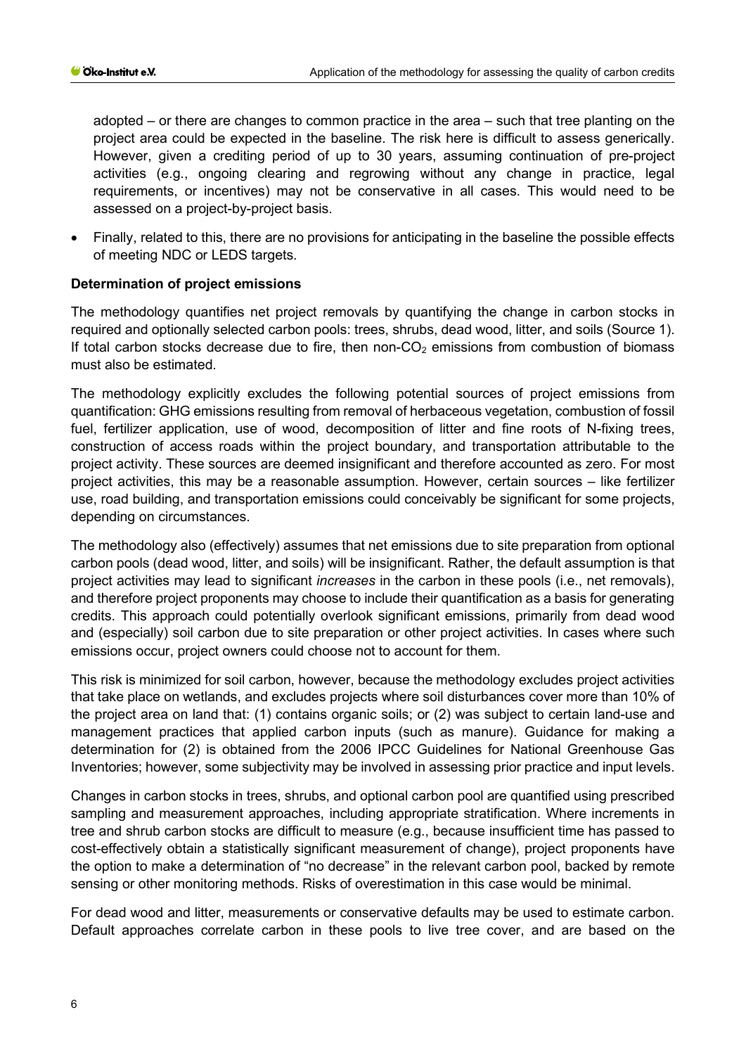adopted – or there are changes to common practice in the area – such that tree planting on the project area could be expected in the baseline. The risk here is difficult to assess generically. However, given a crediting period of up to 30 years, assuming continuation of pre-project activities (e.g., ongoing clearing and regrowing without any change in practice, legal requirements, or incentives) may not be conservative in all cases. This would need to be assessed on a project-by-project basis.

- Finally, related to this, there are no provisions for anticipating in the baseline the possible effects of meeting NDC or LEDS targets.

**Determination of project emissions**

The methodology quantifies net project removals by quantifying the change in carbon stocks in required and optionally selected carbon pools: trees, shrubs, dead wood, litter, and soils (Source 1). If total carbon stocks decrease due to fire, then non-$CO_2$ emissions from combustion of biomass must also be estimated.

The methodology explicitly excludes the following potential sources of project emissions from quantification: GHG emissions resulting from removal of herbaceous vegetation, combustion of fossil fuel, fertilizer application, use of wood, decomposition of litter and fine roots of N-fixing trees, construction of access roads within the project boundary, and transportation attributable to the project activity. These sources are deemed insignificant and therefore accounted as zero. For most project activities, this may be a reasonable assumption. However, certain sources – like fertilizer use, road building, and transportation emissions could conceivably be significant for some projects, depending on circumstances.

The methodology also (effectively) assumes that net emissions due to site preparation from optional carbon pools (dead wood, litter, and soils) will be insignificant. Rather, the default assumption is that project activities may lead to significant *increases* in the carbon in these pools (i.e., net removals), and therefore project proponents may choose to include their quantification as a basis for generating credits. This approach could potentially overlook significant emissions, primarily from dead wood and (especially) soil carbon due to site preparation or other project activities. In cases where such emissions occur, project owners could choose not to account for them.

This risk is minimized for soil carbon, however, because the methodology excludes project activities that take place on wetlands, and excludes projects where soil disturbances cover more than 10% of the project area on land that: (1) contains organic soils; or (2) was subject to certain land-use and management practices that applied carbon inputs (such as manure). Guidance for making a determination for (2) is obtained from the 2006 IPCC Guidelines for National Greenhouse Gas Inventories; however, some subjectivity may be involved in assessing prior practice and input levels.

Changes in carbon stocks in trees, shrubs, and optional carbon pool are quantified using prescribed sampling and measurement approaches, including appropriate stratification. Where increments in tree and shrub carbon stocks are difficult to measure (e.g., because insufficient time has passed to cost-effectively obtain a statistically significant measurement of change), project proponents have the option to make a determination of "no decrease" in the relevant carbon pool, backed by remote sensing or other monitoring methods. Risks of overestimation in this case would be minimal.

For dead wood and litter, measurements or conservative defaults may be used to estimate carbon. Default approaches correlate carbon in these pools to live tree cover, and are based on the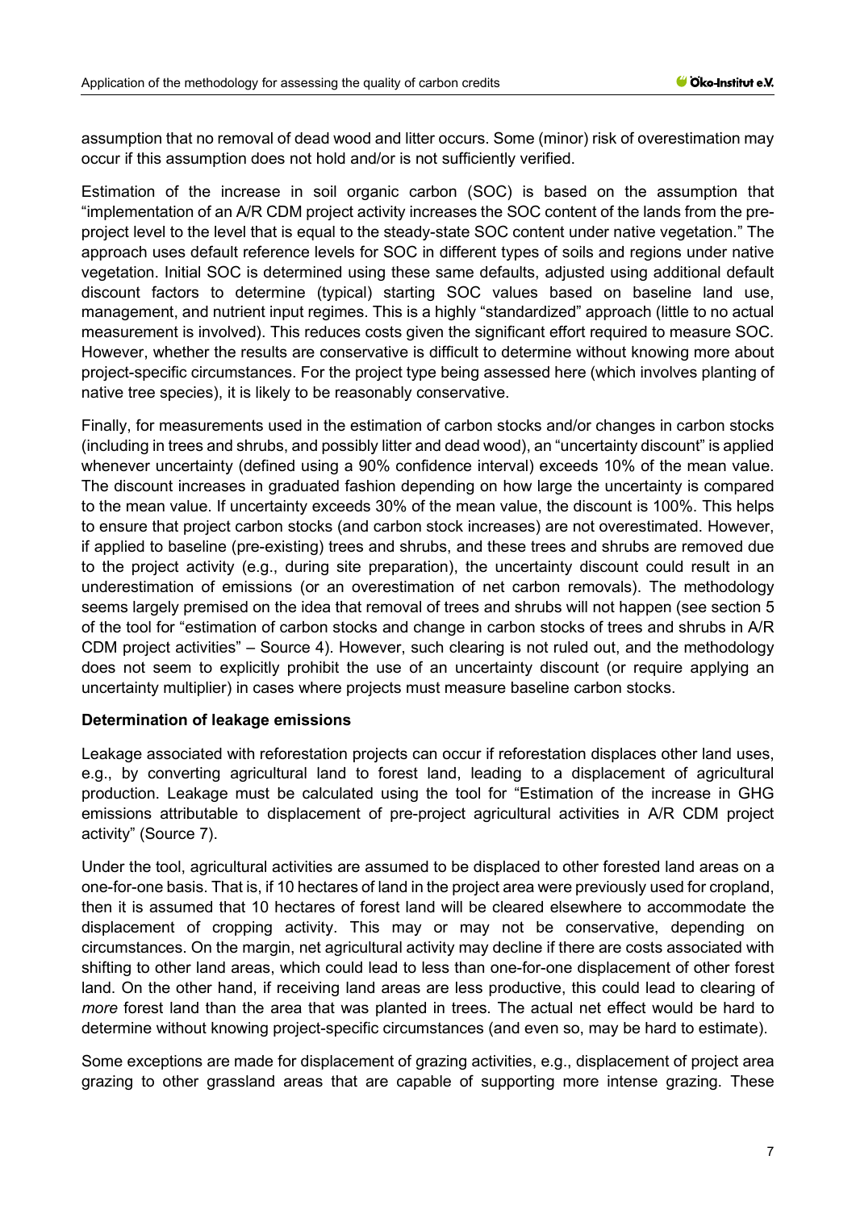assumption that no removal of dead wood and litter occurs. Some (minor) risk of overestimation may occur if this assumption does not hold and/or is not sufficiently verified.

Estimation of the increase in soil organic carbon (SOC) is based on the assumption that "implementation of an A/R CDM project activity increases the SOC content of the lands from the pre-project level to the level that is equal to the steady-state SOC content under native vegetation." The approach uses default reference levels for SOC in different types of soils and regions under native vegetation. Initial SOC is determined using these same defaults, adjusted using additional default discount factors to determine (typical) starting SOC values based on baseline land use, management, and nutrient input regimes. This is a highly "standardized" approach (little to no actual measurement is involved). This reduces costs given the significant effort required to measure SOC. However, whether the results are conservative is difficult to determine without knowing more about project-specific circumstances. For the project type being assessed here (which involves planting of native tree species), it is likely to be reasonably conservative.

Finally, for measurements used in the estimation of carbon stocks and/or changes in carbon stocks (including in trees and shrubs, and possibly litter and dead wood), an "uncertainty discount" is applied whenever uncertainty (defined using a 90% confidence interval) exceeds 10% of the mean value. The discount increases in graduated fashion depending on how large the uncertainty is compared to the mean value. If uncertainty exceeds 30% of the mean value, the discount is 100%. This helps to ensure that project carbon stocks (and carbon stock increases) are not overestimated. However, if applied to baseline (pre-existing) trees and shrubs, and these trees and shrubs are removed due to the project activity (e.g., during site preparation), the uncertainty discount could result in an underestimation of emissions (or an overestimation of net carbon removals). The methodology seems largely premised on the idea that removal of trees and shrubs will not happen (see section 5 of the tool for "estimation of carbon stocks and change in carbon stocks of trees and shrubs in A/R CDM project activities" – Source 4). However, such clearing is not ruled out, and the methodology does not seem to explicitly prohibit the use of an uncertainty discount (or require applying an uncertainty multiplier) in cases where projects must measure baseline carbon stocks.

**Determination of leakage emissions**

Leakage associated with reforestation projects can occur if reforestation displaces other land uses, e.g., by converting agricultural land to forest land, leading to a displacement of agricultural production. Leakage must be calculated using the tool for "Estimation of the increase in GHG emissions attributable to displacement of pre-project agricultural activities in A/R CDM project activity" (Source 7).

Under the tool, agricultural activities are assumed to be displaced to other forested land areas on a one-for-one basis. That is, if 10 hectares of land in the project area were previously used for cropland, then it is assumed that 10 hectares of forest land will be cleared elsewhere to accommodate the displacement of cropping activity. This may or may not be conservative, depending on circumstances. On the margin, net agricultural activity may decline if there are costs associated with shifting to other land areas, which could lead to less than one-for-one displacement of other forest land. On the other hand, if receiving land areas are less productive, this could lead to clearing of *more* forest land than the area that was planted in trees. The actual net effect would be hard to determine without knowing project-specific circumstances (and even so, may be hard to estimate).

Some exceptions are made for displacement of grazing activities, e.g., displacement of project area grazing to other grassland areas that are capable of supporting more intense grazing. These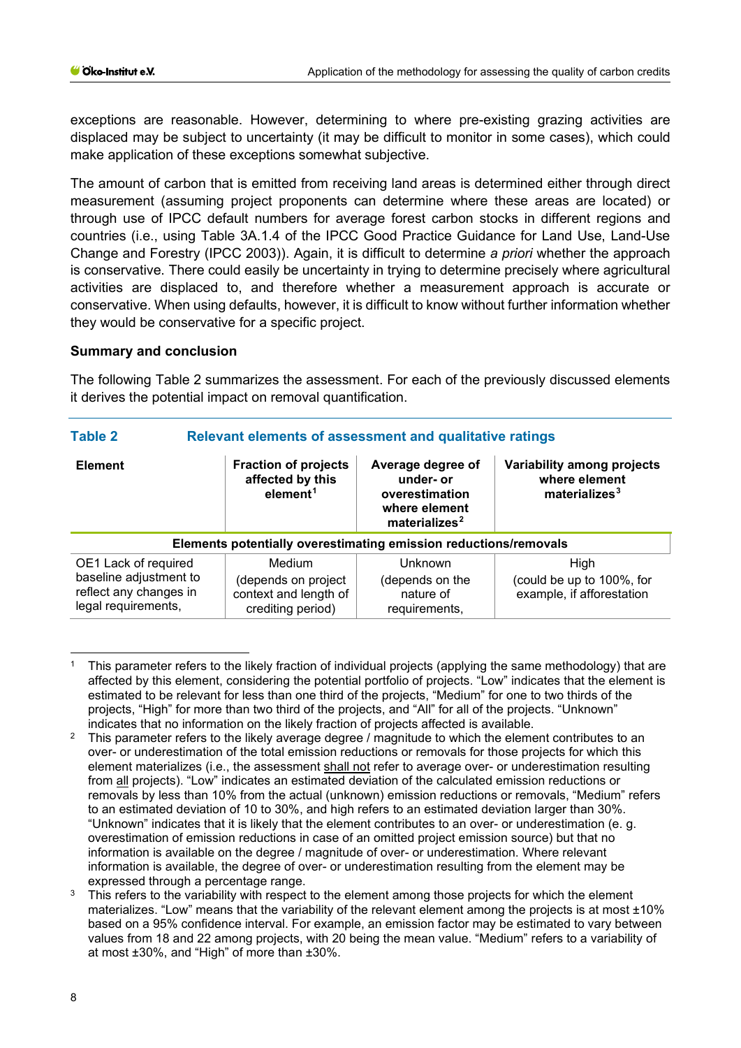exceptions are reasonable. However, determining to where pre-existing grazing activities are displaced may be subject to uncertainty (it may be difficult to monitor in some cases), which could make application of these exceptions somewhat subjective.

The amount of carbon that is emitted from receiving land areas is determined either through direct measurement (assuming project proponents can determine where these areas are located) or through use of IPCC default numbers for average forest carbon stocks in different regions and countries (i.e., using Table 3A.1.4 of the IPCC Good Practice Guidance for Land Use, Land-Use Change and Forestry (IPCC 2003)). Again, it is difficult to determine *a priori* whether the approach is conservative. There could easily be uncertainty in trying to determine precisely where agricultural activities are displaced to, and therefore whether a measurement approach is accurate or conservative. When using defaults, however, it is difficult to know without further information whether they would be conservative for a specific project.

**Summary and conclusion**

The following Table 2 summarizes the assessment. For each of the previously discussed elements it derives the potential impact on removal quantification.

**Table 2 Relevant elements of assessment and qualitative ratings**

| Element | Fraction of projects affected by this element[1] | Average degree of under- or overestimation where element materializes[2] | Variability among projects where element materializes[3] |
|---|---|---|---|
| **Elements potentially overestimating emission reductions/removals** | | | |
| OE1 Lack of required baseline adjustment to reflect any changes in legal requirements, | Medium (depends on project context and length of crediting period) | Unknown (depends on the nature of requirements, | High (could be up to 100%, for example, if afforestation |

[1] This parameter refers to the likely fraction of individual projects (applying the same methodology) that are affected by this element, considering the potential portfolio of projects. "Low" indicates that the element is estimated to be relevant for less than one third of the projects, "Medium" for one to two thirds of the projects, "High" for more than two third of the projects, and "All" for all of the projects. "Unknown" indicates that no information on the likely fraction of projects affected is available.

[2] This parameter refers to the likely average degree / magnitude to which the element contributes to an over- or underestimation of the total emission reductions or removals for those projects for which this element materializes (i.e., the assessment shall not refer to average over- or underestimation resulting from all projects). "Low" indicates an estimated deviation of the calculated emission reductions or removals by less than 10% from the actual (unknown) emission reductions or removals, "Medium" refers to an estimated deviation of 10 to 30%, and high refers to an estimated deviation larger than 30%. "Unknown" indicates that it is likely that the element contributes to an over- or underestimation (e. g. overestimation of emission reductions in case of an omitted project emission source) but that no information is available on the degree / magnitude of over- or underestimation. Where relevant information is available, the degree of over- or underestimation resulting from the element may be expressed through a percentage range.

[3] This refers to the variability with respect to the element among those projects for which the element materializes. "Low" means that the variability of the relevant element among the projects is at most ±10% based on a 95% confidence interval. For example, an emission factor may be estimated to vary between values from 18 and 22 among projects, with 20 being the mean value. "Medium" refers to a variability of at most ±30%, and "High" of more than ±30%.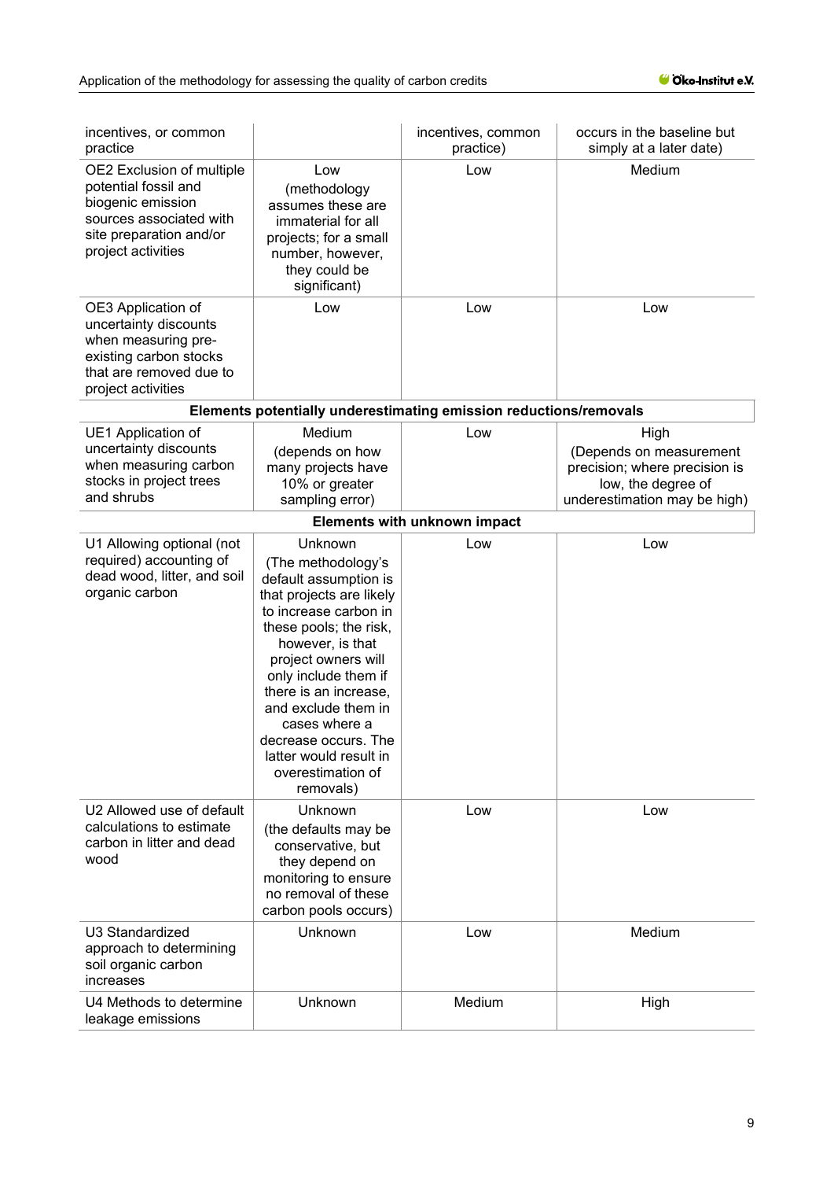| | | | |
|---|---|---|---|
| incentives, or common practice | | incentives, common practice) | occurs in the baseline but simply at a later date) |
| OE2 Exclusion of multiple potential fossil and biogenic emission sources associated with site preparation and/or project activities | Low (methodology assumes these are immaterial for all projects; for a small number, however, they could be significant) | Low | Medium |
| OE3 Application of uncertainty discounts when measuring pre-existing carbon stocks that are removed due to project activities | Low | Low | Low |
| **Elements potentially underestimating emission reductions/removals** | | | |
| UE1 Application of uncertainty discounts when measuring carbon stocks in project trees and shrubs | Medium (depends on how many projects have 10% or greater sampling error) | Low | High (Depends on measurement precision; where precision is low, the degree of underestimation may be high) |
| **Elements with unknown impact** | | | |
| U1 Allowing optional (not required) accounting of dead wood, litter, and soil organic carbon | Unknown (The methodology's default assumption is that projects are likely to increase carbon in these pools; the risk, however, is that project owners will only include them if there is an increase, and exclude them in cases where a decrease occurs. The latter would result in overestimation of removals) | Low | Low |
| U2 Allowed use of default calculations to estimate carbon in litter and dead wood | Unknown (the defaults may be conservative, but they depend on monitoring to ensure no removal of these carbon pools occurs) | Low | Low |
| U3 Standardized approach to determining soil organic carbon increases | Unknown | Low | Medium |
| U4 Methods to determine leakage emissions | Unknown | Medium | High |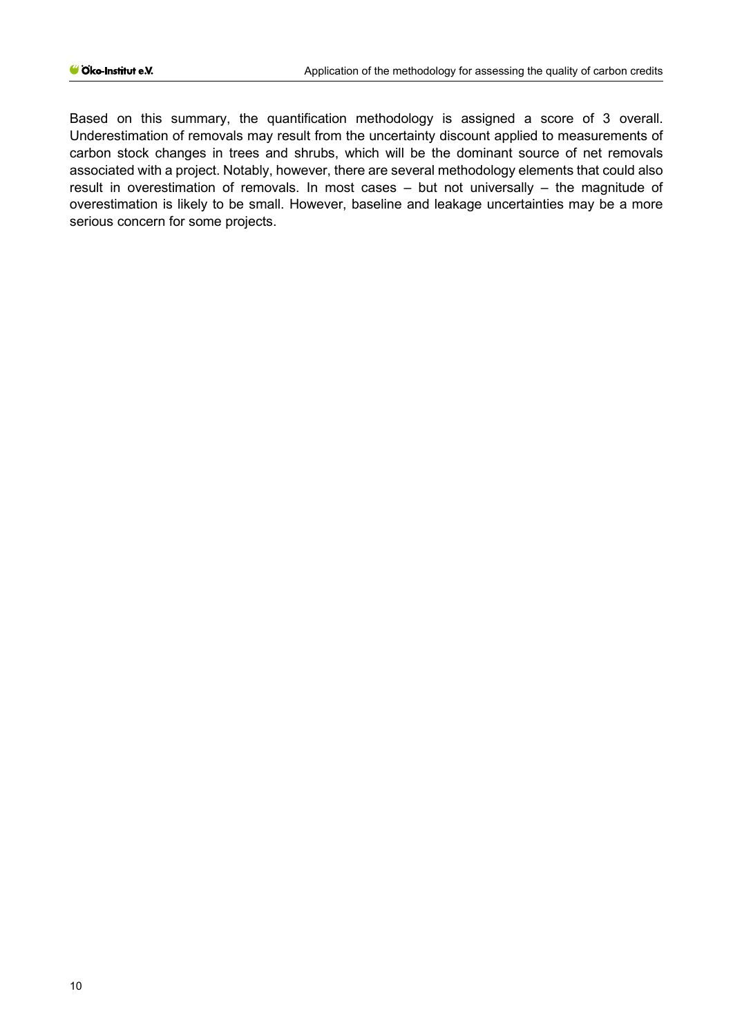Based on this summary, the quantification methodology is assigned a score of 3 overall. Underestimation of removals may result from the uncertainty discount applied to measurements of carbon stock changes in trees and shrubs, which will be the dominant source of net removals associated with a project. Notably, however, there are several methodology elements that could also result in overestimation of removals. In most cases – but not universally – the magnitude of overestimation is likely to be small. However, baseline and leakage uncertainties may be a more serious concern for some projects.